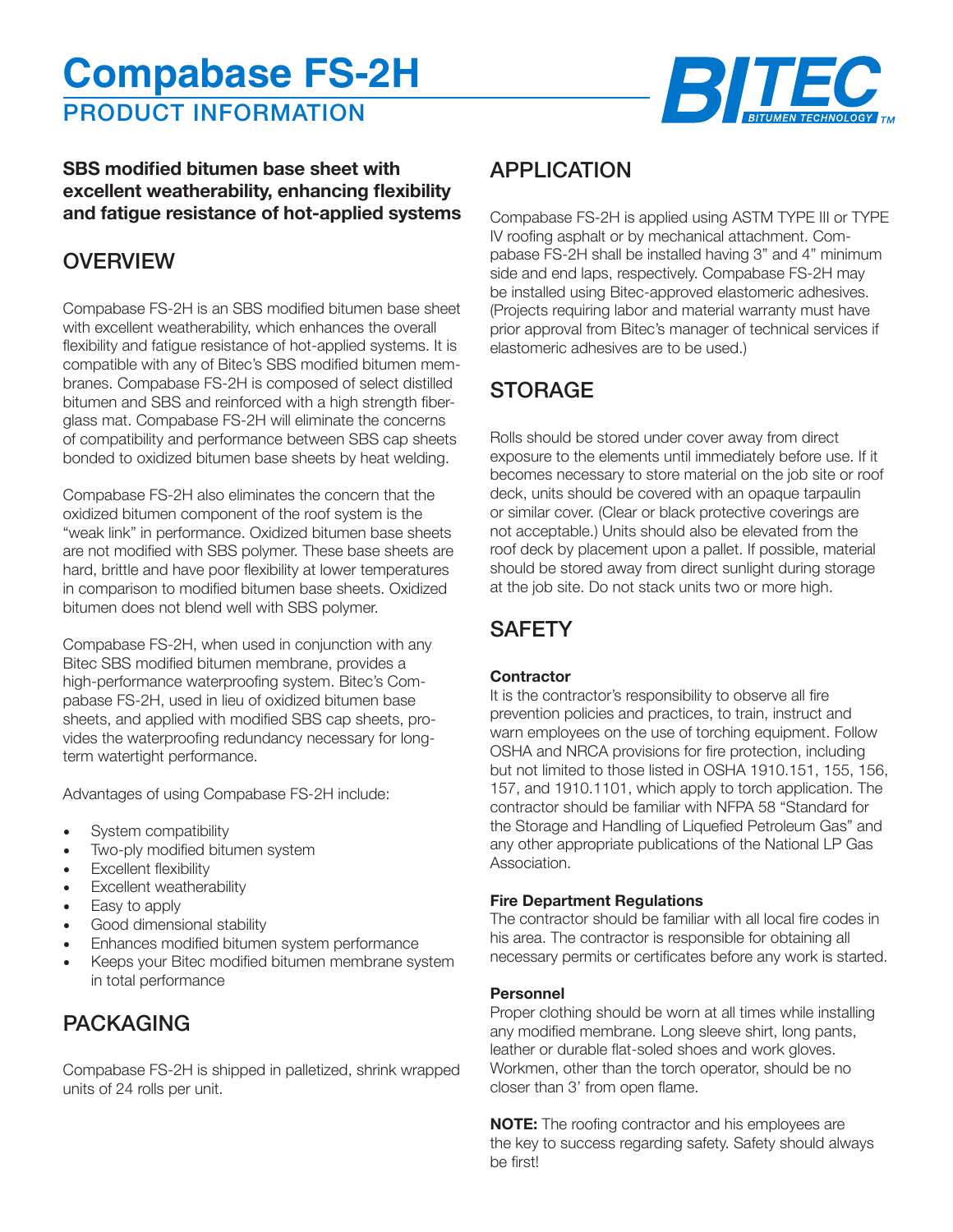# Compabase FS-2H

## PRODUCT INFORMATION

**SBS modified bitumen base sheet with excellent weatherability, enhancing flexibility and fatigue resistance of hot-applied systems**

## OVERVIEW

Compabase FS-2H is an SBS modified bitumen base sheet with excellent weatherability, which enhances the overall flexibility and fatigue resistance of hot-applied systems. It is compatible with any of Bitec's SBS modified bitumen membranes. Compabase FS-2H is composed of select distilled bitumen and SBS and reinforced with a high strength fiberglass mat. Compabase FS-2H will eliminate the concerns of compatibility and performance between SBS cap sheets bonded to oxidized bitumen base sheets by heat welding.

Compabase FS-2H also eliminates the concern that the oxidized bitumen component of the roof system is the "weak link" in performance. Oxidized bitumen base sheets are not modified with SBS polymer. These base sheets are hard, brittle and have poor flexibility at lower temperatures in comparison to modified bitumen base sheets. Oxidized bitumen does not blend well with SBS polymer.

Compabase FS-2H, when used in conjunction with any Bitec SBS modified bitumen membrane, provides a high-performance waterproofing system. Bitec's Compabase FS-2H, used in lieu of oxidized bitumen base sheets, and applied with modified SBS cap sheets, provides the waterproofing redundancy necessary for long-term watertight performance.

Advantages of using Compabase FS-2H include:

- System compatibility
- Two-ply modified bitumen system
- Excellent flexibility
- Excellent weatherability
- Easy to apply
- Good dimensional stability
- Enhances modified bitumen system performance
- Keeps your Bitec modified bitumen membrane system in total performance

## PACKAGING

Compabase FS-2H is shipped in palletized, shrink wrapped units of 24 rolls per unit.

## APPLICATION

Compabase FS-2H is applied using ASTM TYPE III or TYPE IV roofing asphalt or by mechanical attachment. Compabase FS-2H shall be installed having 3" and 4" minimum side and end laps, respectively. Compabase FS-2H may be installed using Bitec-approved elastomeric adhesives. (Projects requiring labor and material warranty must have prior approval from Bitec's manager of technical services if elastomeric adhesives are to be used.)

## STORAGE

Rolls should be stored under cover away from direct exposure to the elements until immediately before use. If it becomes necessary to store material on the job site or roof deck, units should be covered with an opaque tarpaulin or similar cover. (Clear or black protective coverings are not acceptable.) Units should also be elevated from the roof deck by placement upon a pallet. If possible, material should be stored away from direct sunlight during storage at the job site. Do not stack units two or more high.

## SAFETY

**Contractor**

It is the contractor's responsibility to observe all fire prevention policies and practices, to train, instruct and warn employees on the use of torching equipment. Follow OSHA and NRCA provisions for fire protection, including but not limited to those listed in OSHA 1910.151, 155, 156, 157, and 1910.1101, which apply to torch application. The contractor should be familiar with NFPA 58 "Standard for the Storage and Handling of Liquefied Petroleum Gas" and any other appropriate publications of the National LP Gas Association.

**Fire Department Regulations**

The contractor should be familiar with all local fire codes in his area. The contractor is responsible for obtaining all necessary permits or certificates before any work is started.

**Personnel**

Proper clothing should be worn at all times while installing any modified membrane. Long sleeve shirt, long pants, leather or durable flat-soled shoes and work gloves. Workmen, other than the torch operator, should be no closer than 3' from open flame.

**NOTE:** The roofing contractor and his employees are the key to success regarding safety. Safety should always be first!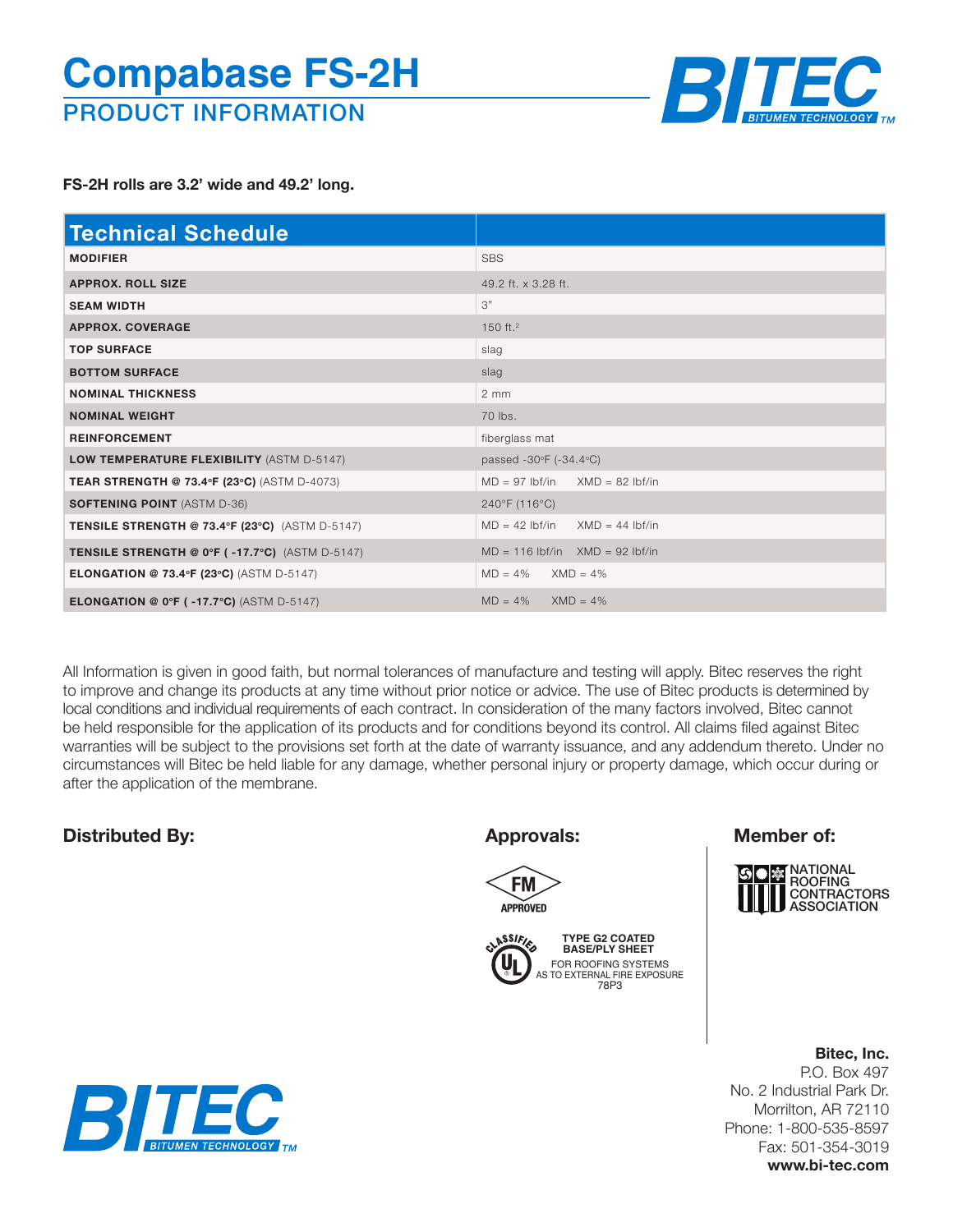# Compabase FS-2H

## PRODUCT INFORMATION

**FS-2H rolls are 3.2' wide and 49.2' long.**

| Technical Schedule | |
|---|---|
| **MODIFIER** | SBS |
| **APPROX. ROLL SIZE** | 49.2 ft. x 3.28 ft. |
| **SEAM WIDTH** | 3" |
| **APPROX. COVERAGE** | 150 ft.$^2$ |
| **TOP SURFACE** | slag |
| **BOTTOM SURFACE** | slag |
| **NOMINAL THICKNESS** | 2 mm |
| **NOMINAL WEIGHT** | 70 lbs. |
| **REINFORCEMENT** | fiberglass mat |
| **LOW TEMPERATURE FLEXIBILITY** (ASTM D-5147) | passed -30ºF (-34.4ºC) |
| **TEAR STRENGTH @ 73.4ºF (23ºC)** (ASTM D-4073) | MD = 97 lbf/in XMD = 82 lbf/in |
| **SOFTENING POINT** (ASTM D-36) | 240°F (116°C) |
| **TENSILE STRENGTH @ 73.4ºF (23ºC)** (ASTM D-5147) | MD = 42 lbf/in XMD = 44 lbf/in |
| **TENSILE STRENGTH @ 0ºF ( -17.7ºC)** (ASTM D-5147) | MD = 116 lbf/in XMD = 92 lbf/in |
| **ELONGATION @ 73.4ºF (23ºC)** (ASTM D-5147) | MD = 4% XMD = 4% |
| **ELONGATION @ 0ºF ( -17.7ºC)** (ASTM D-5147) | MD = 4% XMD = 4% |

All Information is given in good faith, but normal tolerances of manufacture and testing will apply. Bitec reserves the right to improve and change its products at any time without prior notice or advice. The use of Bitec products is determined by local conditions and individual requirements of each contract. In consideration of the many factors involved, Bitec cannot be held responsible for the application of its products and for conditions beyond its control. All claims filed against Bitec warranties will be subject to the provisions set forth at the date of warranty issuance, and any addendum thereto. Under no circumstances will Bitec be held liable for any damage, whether personal injury or property damage, which occur during or after the application of the membrane.

**Distributed By:**

**Approvals:**

FM APPROVED

CLASSIFIED UL — TYPE G2 COATED BASE/PLY SHEET FOR ROOFING SYSTEMS AS TO EXTERNAL FIRE EXPOSURE 78P3

**Member of:**

NATIONAL ROOFING CONTRACTORS ASSOCIATION

**Bitec, Inc.**
P.O. Box 497
No. 2 Industrial Park Dr.
Morrilton, AR 72110
Phone: 1-800-535-8597
Fax: 501-354-3019
**www.bi-tec.com**